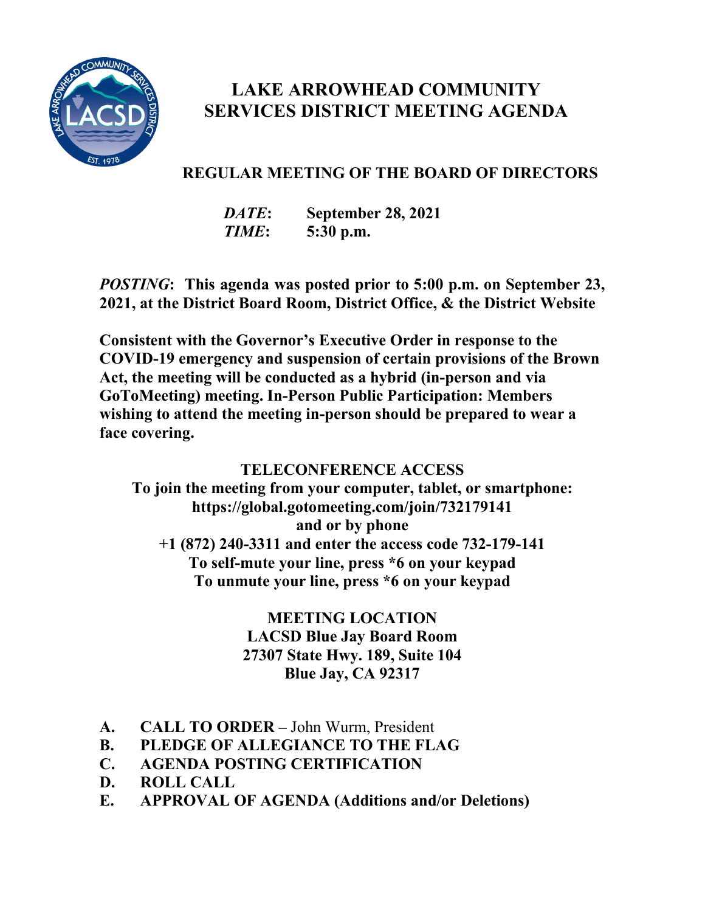# LAKE ARROWHEAD COMMUNITY SERVICES DISTRICT MEETING AGENDA

## REGULAR MEETING OF THE BOARD OF DIRECTORS

***DATE*: September 28, 2021**
***TIME*: 5:30 p.m.**

***POSTING*: This agenda was posted prior to 5:00 p.m. on September 23, 2021, at the District Board Room, District Office, & the District Website**

**Consistent with the Governor's Executive Order in response to the COVID-19 emergency and suspension of certain provisions of the Brown Act, the meeting will be conducted as a hybrid (in-person and via GoToMeeting) meeting. In-Person Public Participation: Members wishing to attend the meeting in-person should be prepared to wear a face covering.**

**TELECONFERENCE ACCESS**
**To join the meeting from your computer, tablet, or smartphone:**
**https://global.gotomeeting.com/join/732179141**
**and or by phone**
**+1 (872) 240-3311 and enter the access code 732-179-141**
**To self-mute your line, press *6 on your keypad**
**To unmute your line, press *6 on your keypad**

**MEETING LOCATION**
**LACSD Blue Jay Board Room**
**27307 State Hwy. 189, Suite 104**
**Blue Jay, CA 92317**

**A. CALL TO ORDER –** John Wurm, President
**B. PLEDGE OF ALLEGIANCE TO THE FLAG**
**C. AGENDA POSTING CERTIFICATION**
**D. ROLL CALL**
**E. APPROVAL OF AGENDA (Additions and/or Deletions)**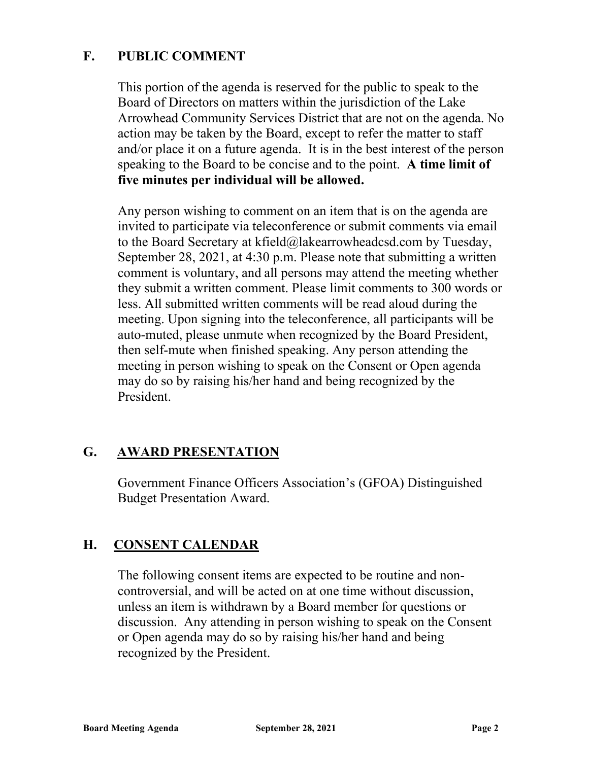## F. PUBLIC COMMENT

This portion of the agenda is reserved for the public to speak to the Board of Directors on matters within the jurisdiction of the Lake Arrowhead Community Services District that are not on the agenda. No action may be taken by the Board, except to refer the matter to staff and/or place it on a future agenda. It is in the best interest of the person speaking to the Board to be concise and to the point. **A time limit of five minutes per individual will be allowed.**

Any person wishing to comment on an item that is on the agenda are invited to participate via teleconference or submit comments via email to the Board Secretary at kfield@lakearrowheadcsd.com by Tuesday, September 28, 2021, at 4:30 p.m. Please note that submitting a written comment is voluntary, and all persons may attend the meeting whether they submit a written comment. Please limit comments to 300 words or less. All submitted written comments will be read aloud during the meeting. Upon signing into the teleconference, all participants will be auto-muted, please unmute when recognized by the Board President, then self-mute when finished speaking. Any person attending the meeting in person wishing to speak on the Consent or Open agenda may do so by raising his/her hand and being recognized by the President.

## G. AWARD PRESENTATION

Government Finance Officers Association's (GFOA) Distinguished Budget Presentation Award.

## H. CONSENT CALENDAR

The following consent items are expected to be routine and non-controversial, and will be acted on at one time without discussion, unless an item is withdrawn by a Board member for questions or discussion. Any attending in person wishing to speak on the Consent or Open agenda may do so by raising his/her hand and being recognized by the President.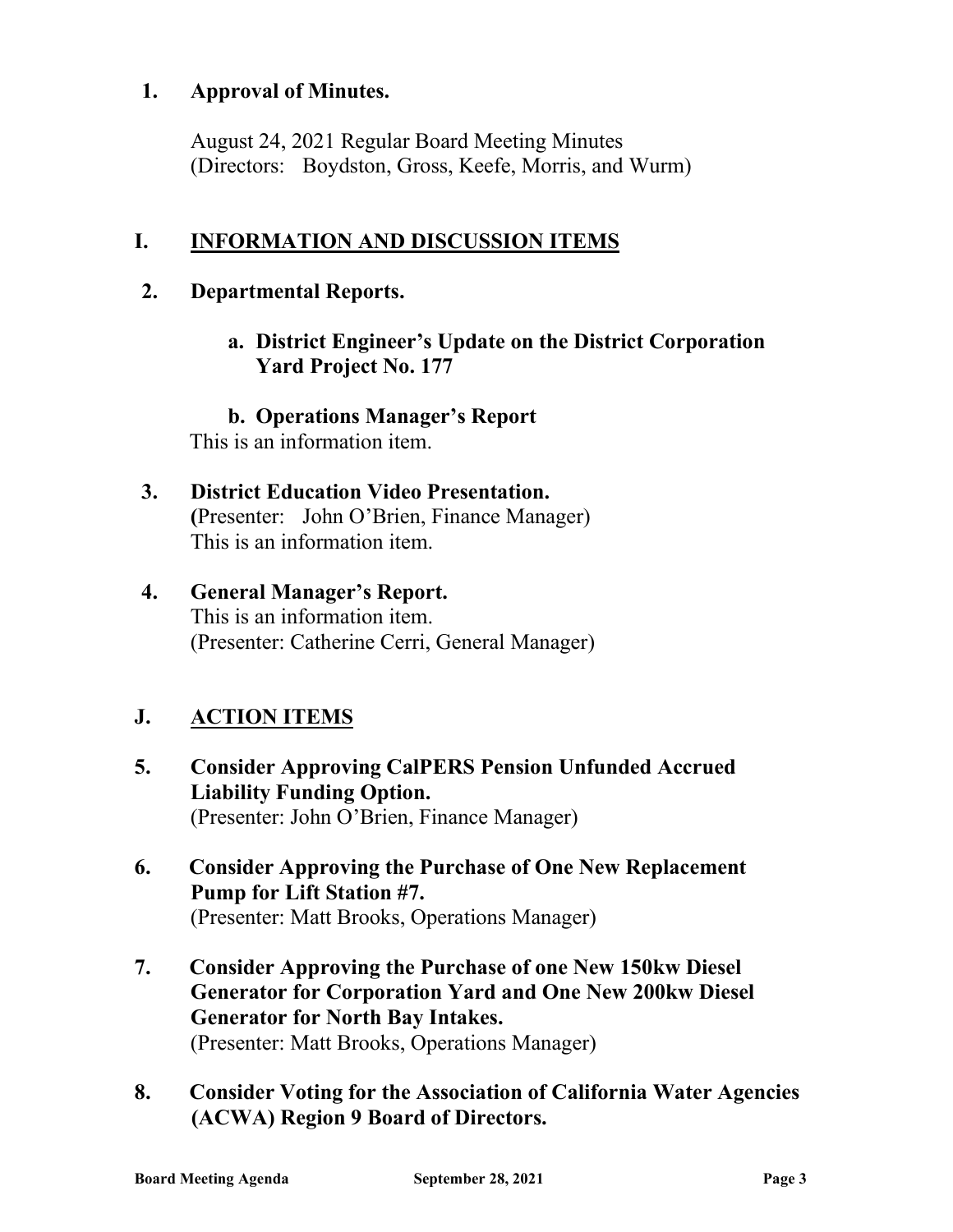**1. Approval of Minutes.**

August 24, 2021 Regular Board Meeting Minutes
(Directors: Boydston, Gross, Keefe, Morris, and Wurm)

## I. INFORMATION AND DISCUSSION ITEMS

**2. Departmental Reports.**

**a. District Engineer's Update on the District Corporation Yard Project No. 177**

**b. Operations Manager's Report**

This is an information item.

**3. District Education Video Presentation.**
(Presenter: John O'Brien, Finance Manager)
This is an information item.

**4. General Manager's Report.**
This is an information item.
(Presenter: Catherine Cerri, General Manager)

## J. ACTION ITEMS

**5. Consider Approving CalPERS Pension Unfunded Accrued Liability Funding Option.**
(Presenter: John O'Brien, Finance Manager)

**6. Consider Approving the Purchase of One New Replacement Pump for Lift Station #7.**
(Presenter: Matt Brooks, Operations Manager)

**7. Consider Approving the Purchase of one New 150kw Diesel Generator for Corporation Yard and One New 200kw Diesel Generator for North Bay Intakes.**
(Presenter: Matt Brooks, Operations Manager)

**8. Consider Voting for the Association of California Water Agencies (ACWA) Region 9 Board of Directors.**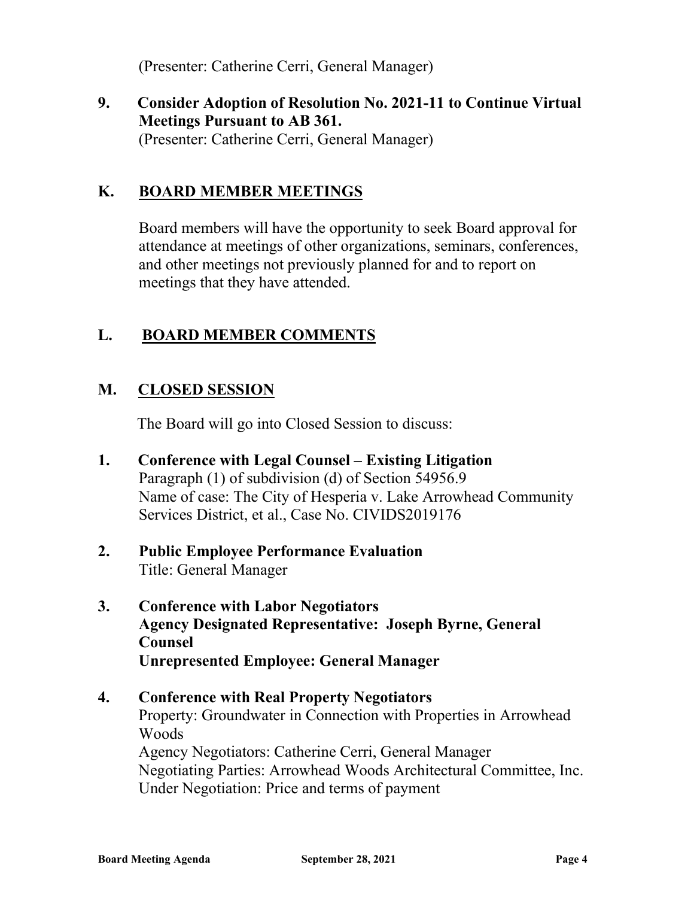(Presenter: Catherine Cerri, General Manager)

**9. Consider Adoption of Resolution No. 2021-11 to Continue Virtual Meetings Pursuant to AB 361.**
(Presenter: Catherine Cerri, General Manager)

## K. BOARD MEMBER MEETINGS

Board members will have the opportunity to seek Board approval for attendance at meetings of other organizations, seminars, conferences, and other meetings not previously planned for and to report on meetings that they have attended.

## L. BOARD MEMBER COMMENTS

## M. CLOSED SESSION

The Board will go into Closed Session to discuss:

**1. Conference with Legal Counsel – Existing Litigation**
Paragraph (1) of subdivision (d) of Section 54956.9
Name of case: The City of Hesperia v. Lake Arrowhead Community Services District, et al., Case No. CIVIDS2019176

**2. Public Employee Performance Evaluation**
Title: General Manager

**3. Conference with Labor Negotiators**
**Agency Designated Representative: Joseph Byrne, General Counsel**
**Unrepresented Employee: General Manager**

**4. Conference with Real Property Negotiators**
Property: Groundwater in Connection with Properties in Arrowhead Woods
Agency Negotiators: Catherine Cerri, General Manager
Negotiating Parties: Arrowhead Woods Architectural Committee, Inc.
Under Negotiation: Price and terms of payment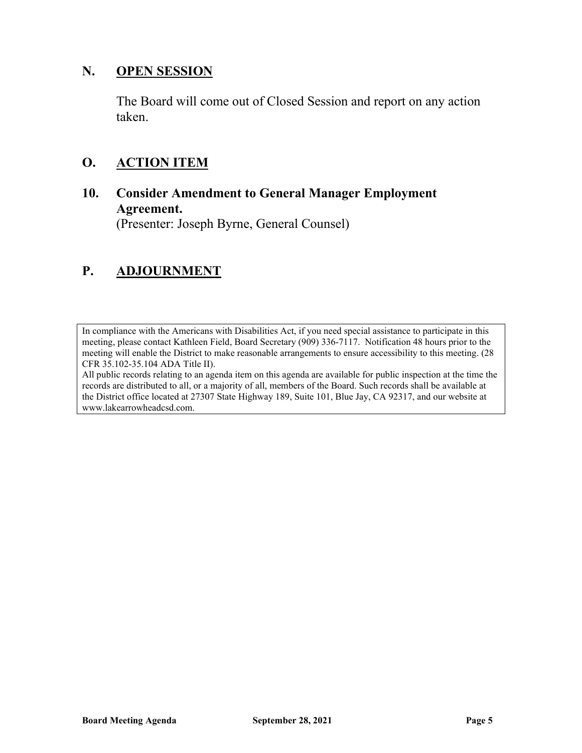## N. OPEN SESSION

The Board will come out of Closed Session and report on any action taken.

## O. ACTION ITEM

### 10. Consider Amendment to General Manager Employment Agreement.

(Presenter: Joseph Byrne, General Counsel)

## P. ADJOURNMENT

In compliance with the Americans with Disabilities Act, if you need special assistance to participate in this meeting, please contact Kathleen Field, Board Secretary (909) 336-7117. Notification 48 hours prior to the meeting will enable the District to make reasonable arrangements to ensure accessibility to this meeting. (28 CFR 35.102-35.104 ADA Title II).
All public records relating to an agenda item on this agenda are available for public inspection at the time the records are distributed to all, or a majority of all, members of the Board. Such records shall be available at the District office located at 27307 State Highway 189, Suite 101, Blue Jay, CA 92317, and our website at www.lakearrowheadcsd.com.